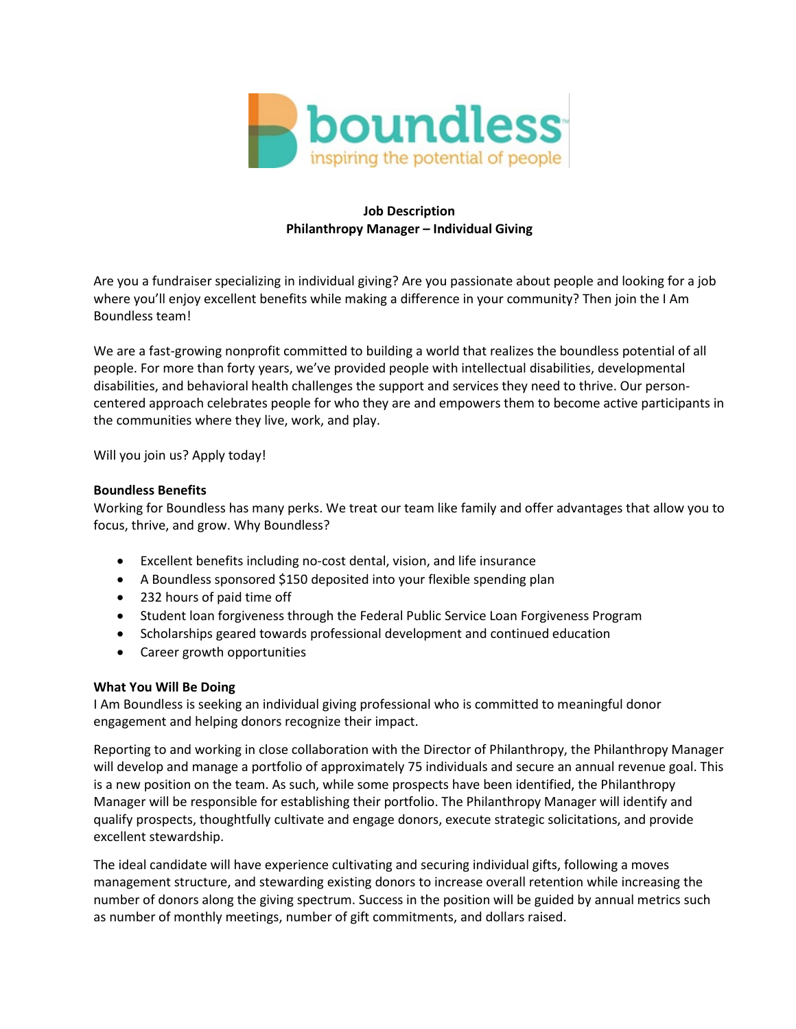boundless
inspiring the potential of people

**Job Description**
**Philanthropy Manager – Individual Giving**

Are you a fundraiser specializing in individual giving? Are you passionate about people and looking for a job where you'll enjoy excellent benefits while making a difference in your community? Then join the I Am Boundless team!

We are a fast-growing nonprofit committed to building a world that realizes the boundless potential of all people. For more than forty years, we've provided people with intellectual disabilities, developmental disabilities, and behavioral health challenges the support and services they need to thrive. Our person-centered approach celebrates people for who they are and empowers them to become active participants in the communities where they live, work, and play.

Will you join us? Apply today!

**Boundless Benefits**

Working for Boundless has many perks. We treat our team like family and offer advantages that allow you to focus, thrive, and grow. Why Boundless?

- Excellent benefits including no-cost dental, vision, and life insurance
- A Boundless sponsored $150 deposited into your flexible spending plan
- 232 hours of paid time off
- Student loan forgiveness through the Federal Public Service Loan Forgiveness Program
- Scholarships geared towards professional development and continued education
- Career growth opportunities

**What You Will Be Doing**

I Am Boundless is seeking an individual giving professional who is committed to meaningful donor engagement and helping donors recognize their impact.

Reporting to and working in close collaboration with the Director of Philanthropy, the Philanthropy Manager will develop and manage a portfolio of approximately 75 individuals and secure an annual revenue goal. This is a new position on the team. As such, while some prospects have been identified, the Philanthropy Manager will be responsible for establishing their portfolio. The Philanthropy Manager will identify and qualify prospects, thoughtfully cultivate and engage donors, execute strategic solicitations, and provide excellent stewardship.

The ideal candidate will have experience cultivating and securing individual gifts, following a moves management structure, and stewarding existing donors to increase overall retention while increasing the number of donors along the giving spectrum. Success in the position will be guided by annual metrics such as number of monthly meetings, number of gift commitments, and dollars raised.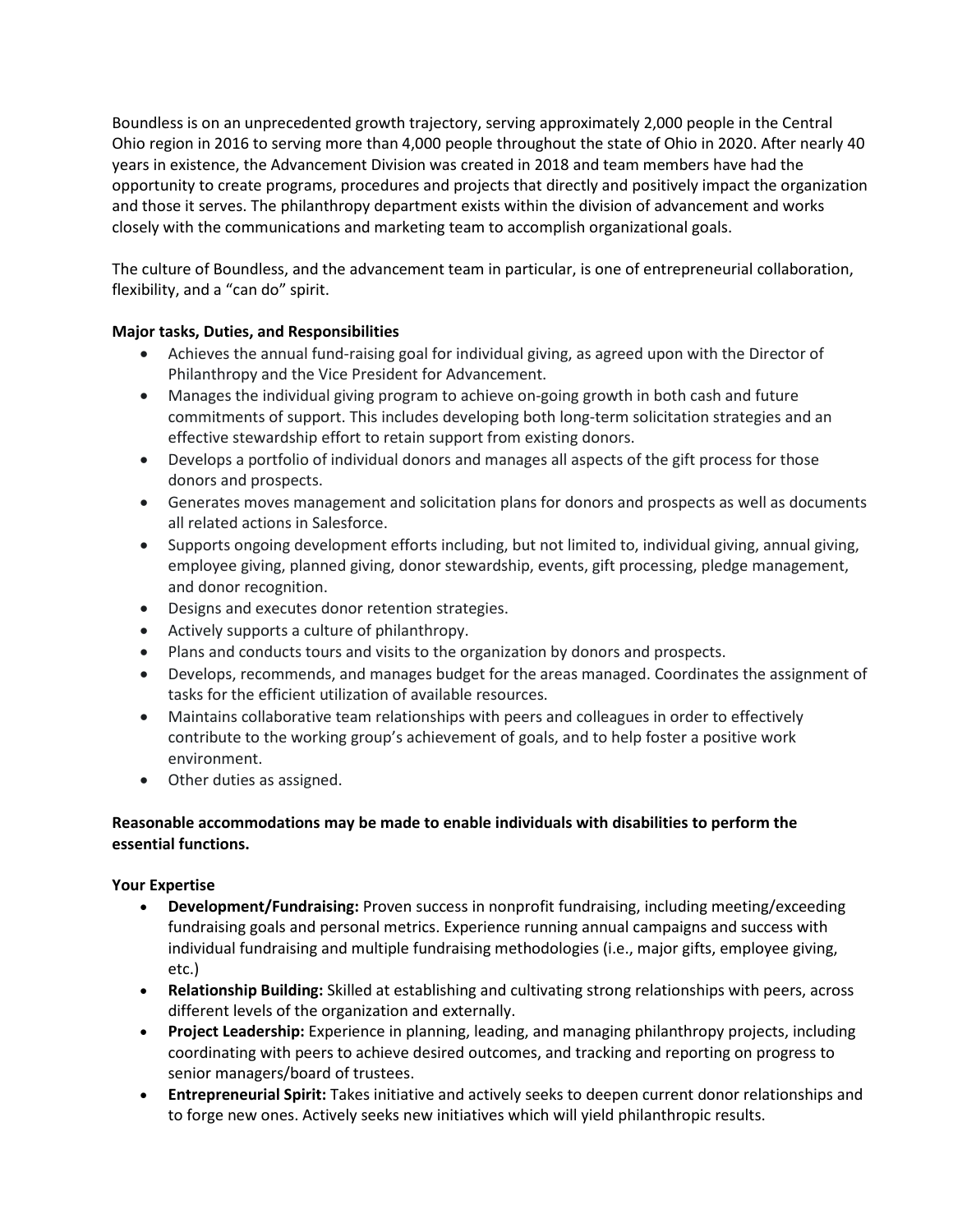Boundless is on an unprecedented growth trajectory, serving approximately 2,000 people in the Central Ohio region in 2016 to serving more than 4,000 people throughout the state of Ohio in 2020. After nearly 40 years in existence, the Advancement Division was created in 2018 and team members have had the opportunity to create programs, procedures and projects that directly and positively impact the organization and those it serves. The philanthropy department exists within the division of advancement and works closely with the communications and marketing team to accomplish organizational goals.

The culture of Boundless, and the advancement team in particular, is one of entrepreneurial collaboration, flexibility, and a "can do" spirit.

**Major tasks, Duties, and Responsibilities**

- Achieves the annual fund-raising goal for individual giving, as agreed upon with the Director of Philanthropy and the Vice President for Advancement.
- Manages the individual giving program to achieve on-going growth in both cash and future commitments of support. This includes developing both long-term solicitation strategies and an effective stewardship effort to retain support from existing donors.
- Develops a portfolio of individual donors and manages all aspects of the gift process for those donors and prospects.
- Generates moves management and solicitation plans for donors and prospects as well as documents all related actions in Salesforce.
- Supports ongoing development efforts including, but not limited to, individual giving, annual giving, employee giving, planned giving, donor stewardship, events, gift processing, pledge management, and donor recognition.
- Designs and executes donor retention strategies.
- Actively supports a culture of philanthropy.
- Plans and conducts tours and visits to the organization by donors and prospects.
- Develops, recommends, and manages budget for the areas managed. Coordinates the assignment of tasks for the efficient utilization of available resources.
- Maintains collaborative team relationships with peers and colleagues in order to effectively contribute to the working group's achievement of goals, and to help foster a positive work environment.
- Other duties as assigned.

**Reasonable accommodations may be made to enable individuals with disabilities to perform the essential functions.**

**Your Expertise**

- **Development/Fundraising:** Proven success in nonprofit fundraising, including meeting/exceeding fundraising goals and personal metrics. Experience running annual campaigns and success with individual fundraising and multiple fundraising methodologies (i.e., major gifts, employee giving, etc.)
- **Relationship Building:** Skilled at establishing and cultivating strong relationships with peers, across different levels of the organization and externally.
- **Project Leadership:** Experience in planning, leading, and managing philanthropy projects, including coordinating with peers to achieve desired outcomes, and tracking and reporting on progress to senior managers/board of trustees.
- **Entrepreneurial Spirit:** Takes initiative and actively seeks to deepen current donor relationships and to forge new ones. Actively seeks new initiatives which will yield philanthropic results.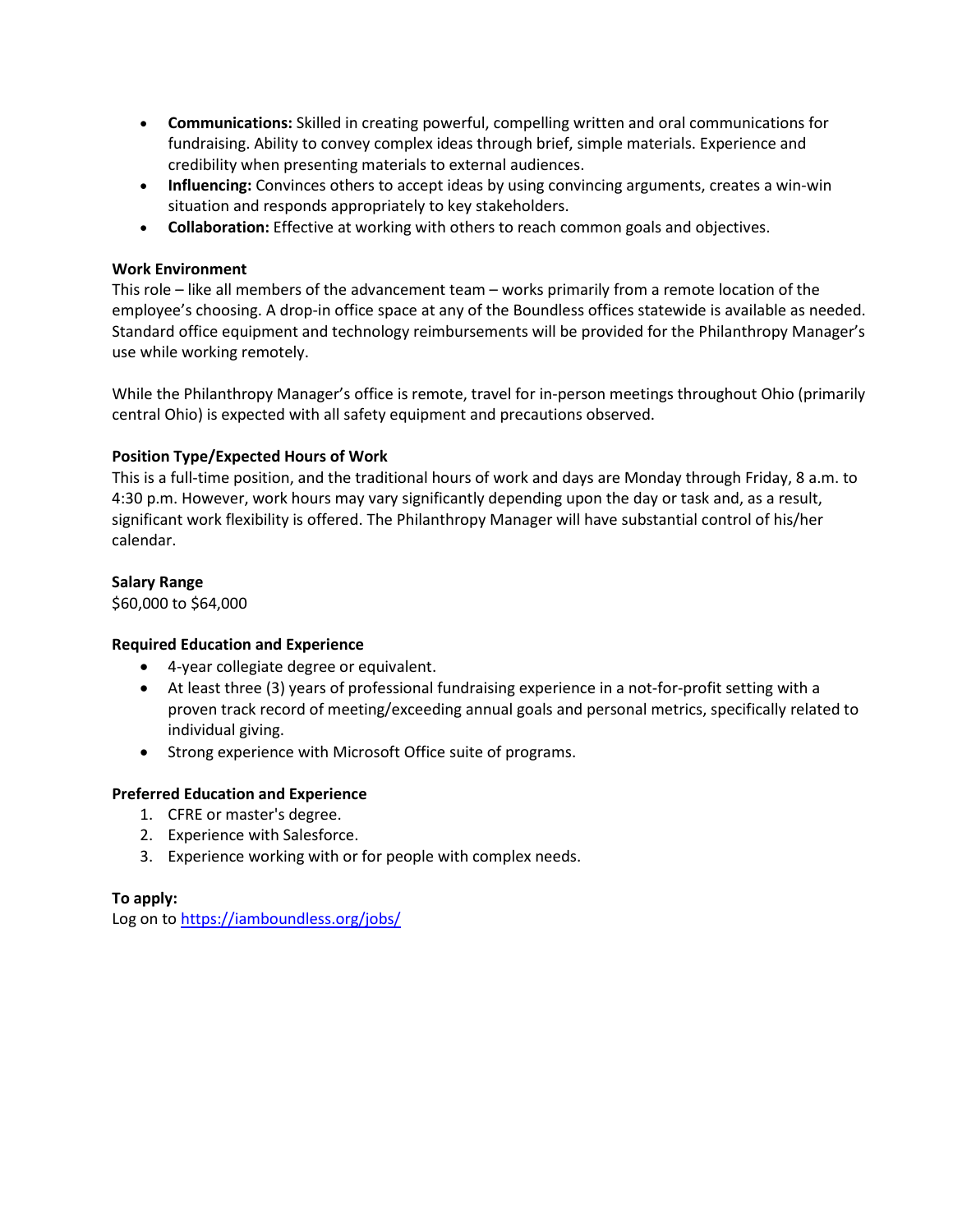- **Communications:** Skilled in creating powerful, compelling written and oral communications for fundraising. Ability to convey complex ideas through brief, simple materials. Experience and credibility when presenting materials to external audiences.
- **Influencing:** Convinces others to accept ideas by using convincing arguments, creates a win-win situation and responds appropriately to key stakeholders.
- **Collaboration:** Effective at working with others to reach common goals and objectives.

**Work Environment**

This role – like all members of the advancement team – works primarily from a remote location of the employee's choosing. A drop-in office space at any of the Boundless offices statewide is available as needed. Standard office equipment and technology reimbursements will be provided for the Philanthropy Manager's use while working remotely.

While the Philanthropy Manager's office is remote, travel for in-person meetings throughout Ohio (primarily central Ohio) is expected with all safety equipment and precautions observed.

**Position Type/Expected Hours of Work**

This is a full-time position, and the traditional hours of work and days are Monday through Friday, 8 a.m. to 4:30 p.m. However, work hours may vary significantly depending upon the day or task and, as a result, significant work flexibility is offered. The Philanthropy Manager will have substantial control of his/her calendar.

**Salary Range**

$60,000 to $64,000

**Required Education and Experience**

- 4-year collegiate degree or equivalent.
- At least three (3) years of professional fundraising experience in a not-for-profit setting with a proven track record of meeting/exceeding annual goals and personal metrics, specifically related to individual giving.
- Strong experience with Microsoft Office suite of programs.

**Preferred Education and Experience**

1. CFRE or master's degree.
2. Experience with Salesforce.
3. Experience working with or for people with complex needs.

**To apply:**

Log on to [https://iamboundless.org/jobs/](https://iamboundless.org/jobs/)